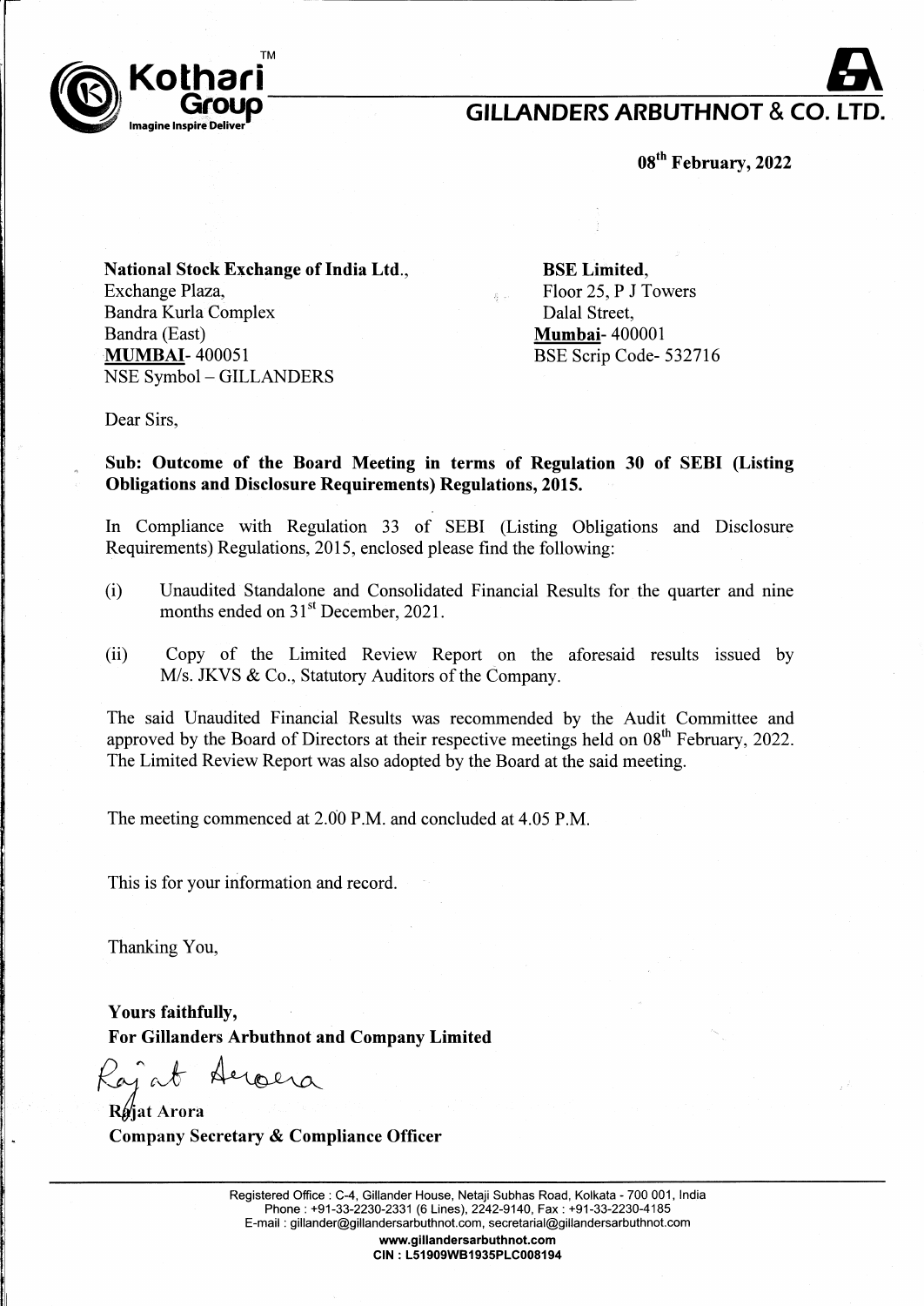# GILLANDERS ARBUTHNOT & CO. LTD.

**08th February, 2022**

**National Stock Exchange of India Ltd.**,
Exchange Plaza,
Bandra Kurla Complex
Bandra (East)
**MUMBAI**- 400051
NSE Symbol – GILLANDERS

**BSE Limited**,
Floor 25, P J Towers
Dalal Street,
**Mumbai**- 400001
BSE Scrip Code- 532716

Dear Sirs,

**Sub: Outcome of the Board Meeting in terms of Regulation 30 of SEBI (Listing Obligations and Disclosure Requirements) Regulations, 2015.**

In Compliance with Regulation 33 of SEBI (Listing Obligations and Disclosure Requirements) Regulations, 2015, enclosed please find the following:

(i) Unaudited Standalone and Consolidated Financial Results for the quarter and nine months ended on 31st December, 2021.

(ii) Copy of the Limited Review Report on the aforesaid results issued by M/s. JKVS & Co., Statutory Auditors of the Company.

The said Unaudited Financial Results was recommended by the Audit Committee and approved by the Board of Directors at their respective meetings held on 08th February, 2022. The Limited Review Report was also adopted by the Board at the said meeting.

The meeting commenced at 2.00 P.M. and concluded at 4.05 P.M.

This is for your information and record.

Thanking You,

**Yours faithfully,**
**For Gillanders Arbuthnot and Company Limited**

Rajat Arora

**Rajat Arora**
**Company Secretary & Compliance Officer**

Registered Office : C-4, Gillander House, Netaji Subhas Road, Kolkata - 700 001, India
Phone : +91-33-2230-2331 (6 Lines), 2242-9140, Fax : +91-33-2230-4185
E-mail : gillander@gillandersarbuthnot.com, secretarial@gillandersarbuthnot.com
**www.gillandersarbuthnot.com**
**CIN : L51909WB1935PLC008194**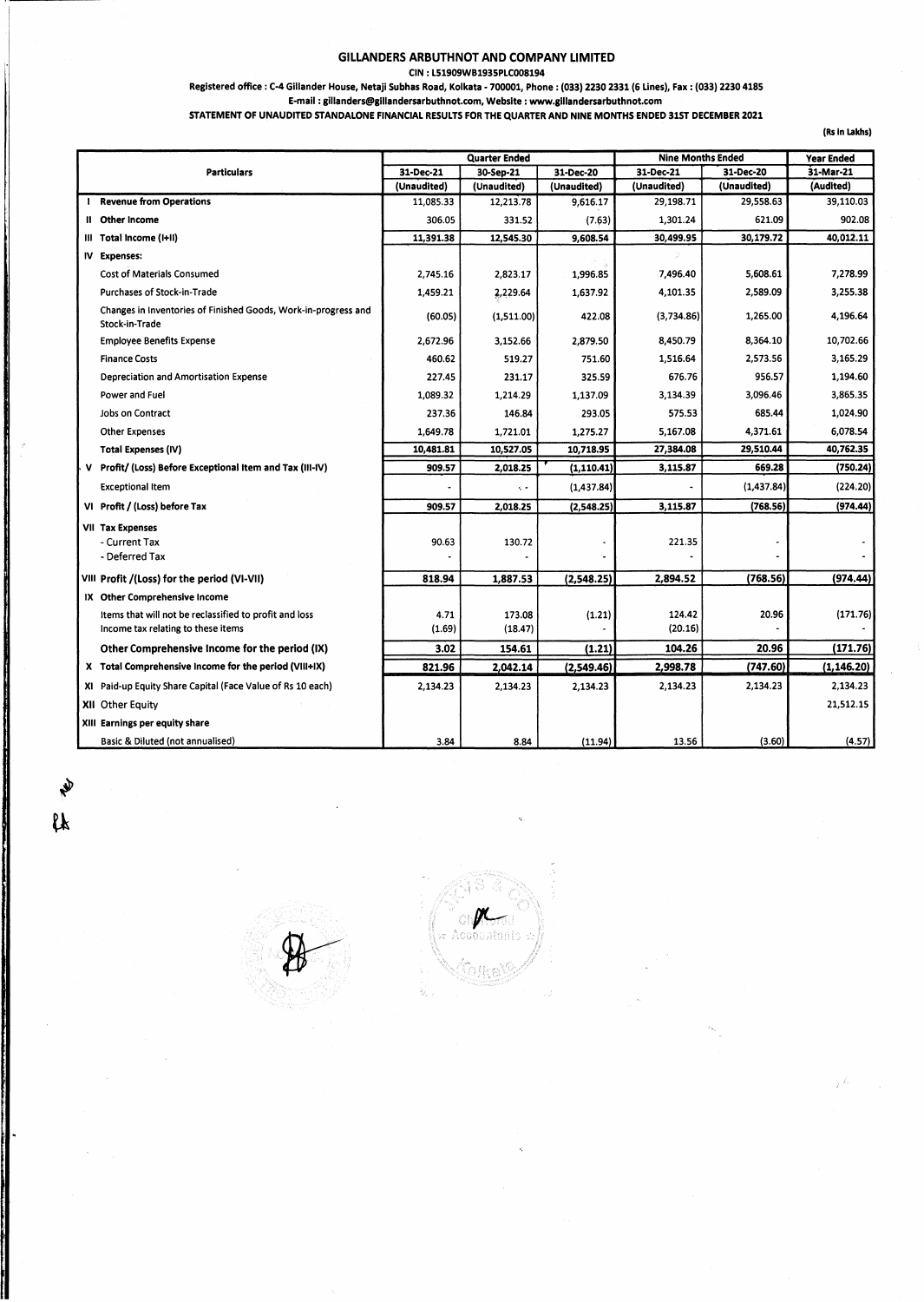# GILLANDERS ARBUTHNOT AND COMPANY LIMITED

**CIN : L51909WB1935PLC008194**

**Registered office : C-4 Gillander House, Netaji Subhas Road, Kolkata - 700001, Phone : (033) 2230 2331 (6 Lines), Fax : (033) 2230 4185**

**E-mail : gillanders@gillandersarbuthnot.com, Website : www.gillandersarbuthnot.com**

**STATEMENT OF UNAUDITED STANDALONE FINANCIAL RESULTS FOR THE QUARTER AND NINE MONTHS ENDED 31ST DECEMBER 2021**

**(Rs in Lakhs)**

| | Particulars | Quarter Ended | | | Nine Months Ended | | Year Ended |
|---|---|---|---|---|---|---|---|
| | | 31-Dec-21 | 30-Sep-21 | 31-Dec-20 | 31-Dec-21 | 31-Dec-20 | 31-Mar-21 |
| | | (Unaudited) | (Unaudited) | (Unaudited) | (Unaudited) | (Unaudited) | (Audited) |
| I | **Revenue from Operations** | 11,085.33 | 12,213.78 | 9,616.17 | 29,198.71 | 29,558.63 | 39,110.03 |
| II | **Other Income** | 306.05 | 331.52 | (7.63) | 1,301.24 | 621.09 | 902.08 |
| III | **Total Income (I+II)** | 11,391.38 | 12,545.30 | 9,608.54 | 30,499.95 | 30,179.72 | 40,012.11 |
| IV | **Expenses:** | | | | | | |
| | Cost of Materials Consumed | 2,745.16 | 2,823.17 | 1,996.85 | 7,496.40 | 5,608.61 | 7,278.99 |
| | Purchases of Stock-in-Trade | 1,459.21 | 2,229.64 | 1,637.92 | 4,101.35 | 2,589.09 | 3,255.38 |
| | Changes in Inventories of Finished Goods, Work-in-progress and Stock-in-Trade | (60.05) | (1,511.00) | 422.08 | (3,734.86) | 1,265.00 | 4,196.64 |
| | Employee Benefits Expense | 2,672.96 | 3,152.66 | 2,879.50 | 8,450.79 | 8,364.10 | 10,702.66 |
| | Finance Costs | 460.62 | 519.27 | 751.60 | 1,516.64 | 2,573.56 | 3,165.29 |
| | Depreciation and Amortisation Expense | 227.45 | 231.17 | 325.59 | 676.76 | 956.57 | 1,194.60 |
| | Power and Fuel | 1,089.32 | 1,214.29 | 1,137.09 | 3,134.39 | 3,096.46 | 3,865.35 |
| | Jobs on Contract | 237.36 | 146.84 | 293.05 | 575.53 | 685.44 | 1,024.90 |
| | Other Expenses | 1,649.78 | 1,721.01 | 1,275.27 | 5,167.08 | 4,371.61 | 6,078.54 |
| | **Total Expenses (IV)** | 10,481.81 | 10,527.05 | 10,718.95 | 27,384.08 | 29,510.44 | 40,762.35 |
| V | **Profit/ (Loss) Before Exceptional Item and Tax (III-IV)** | 909.57 | 2,018.25 | (1,110.41) | 3,115.87 | 669.28 | (750.24) |
| | Exceptional Item | - | - | (1,437.84) | - | (1,437.84) | (224.20) |
| VI | **Profit / (Loss) before Tax** | 909.57 | 2,018.25 | (2,548.25) | 3,115.87 | (768.56) | (974.44) |
| VII | **Tax Expenses** | | | | | | |
| | - Current Tax | 90.63 | 130.72 | - | 221.35 | - | - |
| | - Deferred Tax | - | - | - | - | - | - |
| VIII | **Profit /(Loss) for the period (VI-VII)** | 818.94 | 1,887.53 | (2,548.25) | 2,894.52 | (768.56) | (974.44) |
| IX | **Other Comprehensive Income** | | | | | | |
| | Items that will not be reclassified to profit and loss | 4.71 | 173.08 | (1.21) | 124.42 | 20.96 | (171.76) |
| | Income tax relating to these items | (1.69) | (18.47) | - | (20.16) | - | - |
| | **Other Comprehensive Income for the period (IX)** | 3.02 | 154.61 | (1.21) | 104.26 | 20.96 | (171.76) |
| X | **Total Comprehensive Income for the period (VIII+IX)** | 821.96 | 2,042.14 | (2,549.46) | 2,998.78 | (747.60) | (1,146.20) |
| XI | Paid-up Equity Share Capital (Face Value of Rs 10 each) | 2,134.23 | 2,134.23 | 2,134.23 | 2,134.23 | 2,134.23 | 2,134.23 |
| XII | Other Equity | | | | | | 21,512.15 |
| XIII | **Earnings per equity share** | | | | | | |
| | Basic & Diluted (not annualised) | 3.84 | 8.84 | (11.94) | 13.56 | (3.60) | (4.57) |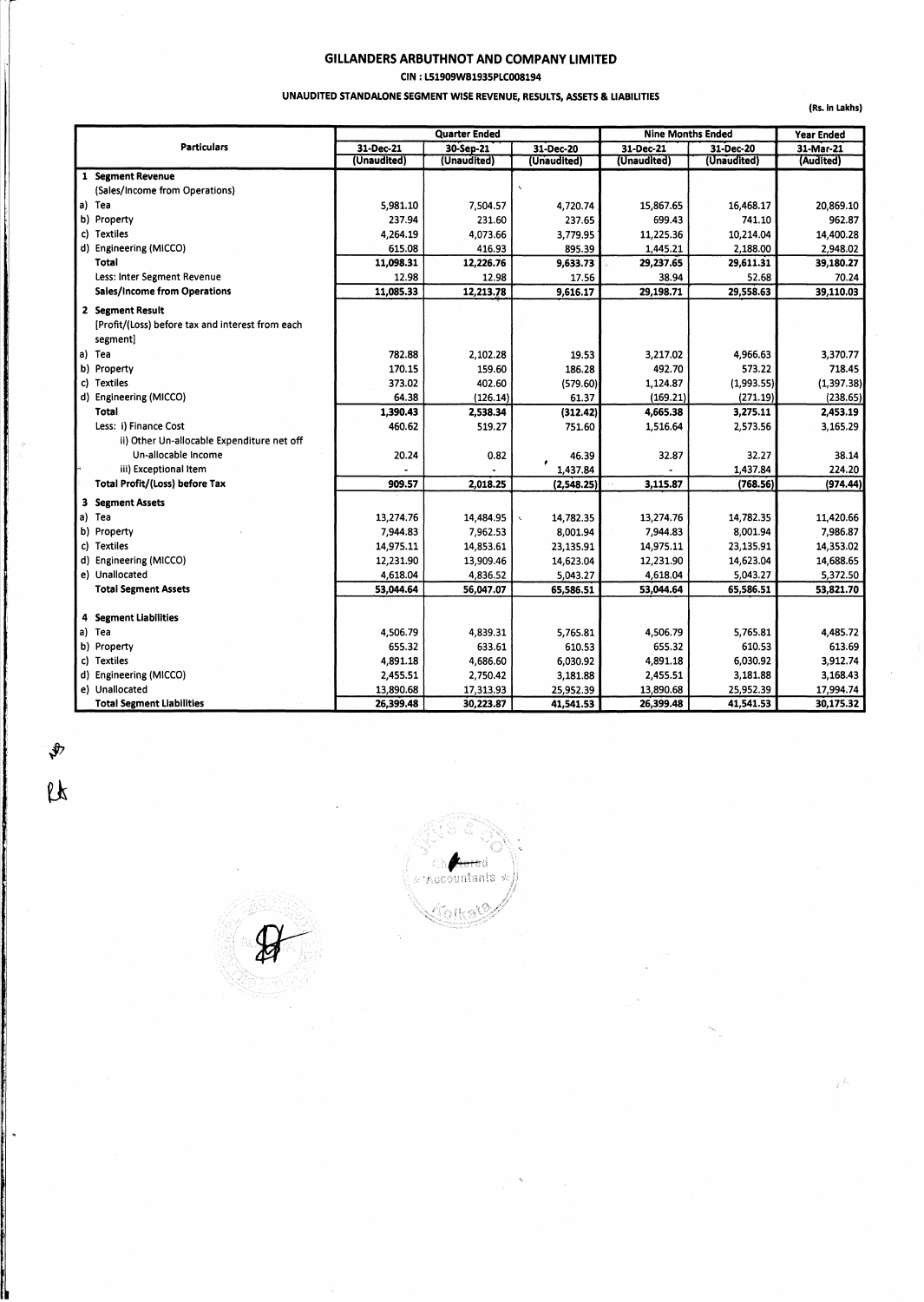**GILLANDERS ARBUTHNOT AND COMPANY LIMITED**

**CIN : L51909WB1935PLC008194**

**UNAUDITED STANDALONE SEGMENT WISE REVENUE, RESULTS, ASSETS & LIABILITIES**

**(Rs. In Lakhs)**

| Particulars | Quarter Ended | | | Nine Months Ended | | Year Ended |
|---|---|---|---|---|---|---|
| | 31-Dec-21 | 30-Sep-21 | 31-Dec-20 | 31-Dec-21 | 31-Dec-20 | 31-Mar-21 |
| | (Unaudited) | (Unaudited) | (Unaudited) | (Unaudited) | (Unaudited) | (Audited) |
| **1 Segment Revenue** | | | | | | |
| (Sales/Income from Operations) | | | | | | |
| a) Tea | 5,981.10 | 7,504.57 | 4,720.74 | 15,867.65 | 16,468.17 | 20,869.10 |
| b) Property | 237.94 | 231.60 | 237.65 | 699.43 | 741.10 | 962.87 |
| c) Textiles | 4,264.19 | 4,073.66 | 3,779.95 | 11,225.36 | 10,214.04 | 14,400.28 |
| d) Engineering (MICCO) | 615.08 | 416.93 | 895.39 | 1,445.21 | 2,188.00 | 2,948.02 |
| **Total** | 11,098.31 | 12,226.76 | 9,633.73 | 29,237.65 | 29,611.31 | 39,180.27 |
| Less: Inter Segment Revenue | 12.98 | 12.98 | 17.56 | 38.94 | 52.68 | 70.24 |
| **Sales/Income from Operations** | 11,085.33 | 12,213.78 | 9,616.17 | 29,198.71 | 29,558.63 | 39,110.03 |
| **2 Segment Result** | | | | | | |
| [Profit/(Loss) before tax and interest from each segment] | | | | | | |
| a) Tea | 782.88 | 2,102.28 | 19.53 | 3,217.02 | 4,966.63 | 3,370.77 |
| b) Property | 170.15 | 159.60 | 186.28 | 492.70 | 573.22 | 718.45 |
| c) Textiles | 373.02 | 402.60 | (579.60) | 1,124.87 | (1,993.55) | (1,397.38) |
| d) Engineering (MICCO) | 64.38 | (126.14) | 61.37 | (169.21) | (271.19) | (238.65) |
| **Total** | 1,390.43 | 2,538.34 | (312.42) | 4,665.38 | 3,275.11 | 2,453.19 |
| Less: i) Finance Cost | 460.62 | 519.27 | 751.60 | 1,516.64 | 2,573.56 | 3,165.29 |
| ii) Other Un-allocable Expenditure net off Un-allocable Income | 20.24 | 0.82 | 46.39 | 32.87 | 32.27 | 38.14 |
| iii) Exceptional Item | - | - | 1,437.84 | - | 1,437.84 | 224.20 |
| **Total Profit/(Loss) before Tax** | 909.57 | 2,018.25 | (2,548.25) | 3,115.87 | (768.56) | (974.44) |
| **3 Segment Assets** | | | | | | |
| a) Tea | 13,274.76 | 14,484.95 | 14,782.35 | 13,274.76 | 14,782.35 | 11,420.66 |
| b) Property | 7,944.83 | 7,962.53 | 8,001.94 | 7,944.83 | 8,001.94 | 7,986.87 |
| c) Textiles | 14,975.11 | 14,853.61 | 23,135.91 | 14,975.11 | 23,135.91 | 14,353.02 |
| d) Engineering (MICCO) | 12,231.90 | 13,909.46 | 14,623.04 | 12,231.90 | 14,623.04 | 14,688.65 |
| e) Unallocated | 4,618.04 | 4,836.52 | 5,043.27 | 4,618.04 | 5,043.27 | 5,372.50 |
| **Total Segment Assets** | 53,044.64 | 56,047.07 | 65,586.51 | 53,044.64 | 65,586.51 | 53,821.70 |
| **4 Segment Liabilities** | | | | | | |
| a) Tea | 4,506.79 | 4,839.31 | 5,765.81 | 4,506.79 | 5,765.81 | 4,485.72 |
| b) Property | 655.32 | 633.61 | 610.53 | 655.32 | 610.53 | 613.69 |
| c) Textiles | 4,891.18 | 4,686.60 | 6,030.92 | 4,891.18 | 6,030.92 | 3,912.74 |
| d) Engineering (MICCO) | 2,455.51 | 2,750.42 | 3,181.88 | 2,455.51 | 3,181.88 | 3,168.43 |
| e) Unallocated | 13,890.68 | 17,313.93 | 25,952.39 | 13,890.68 | 25,952.39 | 17,994.74 |
| **Total Segment Liabilities** | 26,399.48 | 30,223.87 | 41,541.53 | 26,399.48 | 41,541.53 | 30,175.32 |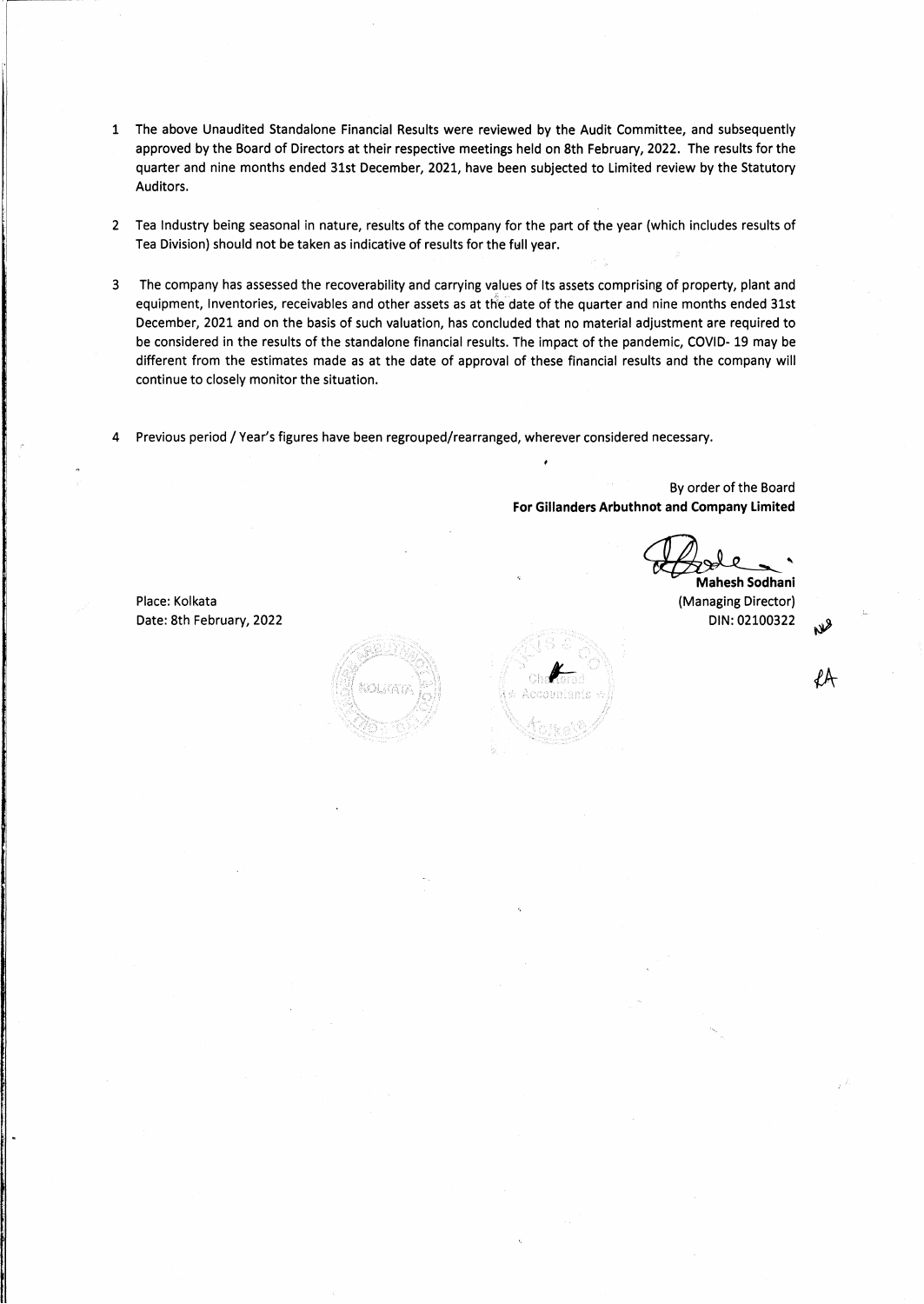1. The above Unaudited Standalone Financial Results were reviewed by the Audit Committee, and subsequently approved by the Board of Directors at their respective meetings held on 8th February, 2022. The results for the quarter and nine months ended 31st December, 2021, have been subjected to Limited review by the Statutory Auditors.

2. Tea Industry being seasonal in nature, results of the company for the part of the year (which includes results of Tea Division) should not be taken as indicative of results for the full year.

3. The company has assessed the recoverability and carrying values of Its assets comprising of property, plant and equipment, Inventories, receivables and other assets as at the date of the quarter and nine months ended 31st December, 2021 and on the basis of such valuation, has concluded that no material adjustment are required to be considered in the results of the standalone financial results. The impact of the pandemic, COVID- 19 may be different from the estimates made as at the date of approval of these financial results and the company will continue to closely monitor the situation.

4. Previous period / Year's figures have been regrouped/rearranged, wherever considered necessary.

By order of the Board
**For Gillanders Arbuthnot and Company Limited**

**Mahesh Sodhani**
(Managing Director)
DIN: 02100322

Place: Kolkata
Date: 8th February, 2022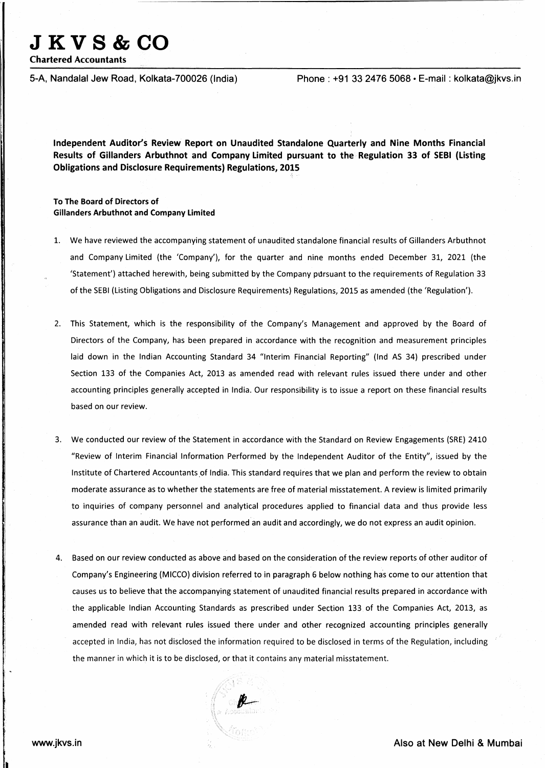# J K V S & CO

**Chartered Accountants**

5-A, Nandalal Jew Road, Kolkata-700026 (India) Phone : +91 33 2476 5068 • E-mail : kolkata@jkvs.in

**Independent Auditor's Review Report on Unaudited Standalone Quarterly and Nine Months Financial Results of Gillanders Arbuthnot and Company Limited pursuant to the Regulation 33 of SEBI (Listing Obligations and Disclosure Requirements) Regulations, 2015**

**To The Board of Directors of**
**Gillanders Arbuthnot and Company Limited**

1. We have reviewed the accompanying statement of unaudited standalone financial results of Gillanders Arbuthnot and Company Limited (the 'Company'), for the quarter and nine months ended December 31, 2021 (the 'Statement') attached herewith, being submitted by the Company pursuant to the requirements of Regulation 33 of the SEBI (Listing Obligations and Disclosure Requirements) Regulations, 2015 as amended (the 'Regulation').

2. This Statement, which is the responsibility of the Company's Management and approved by the Board of Directors of the Company, has been prepared in accordance with the recognition and measurement principles laid down in the Indian Accounting Standard 34 "Interim Financial Reporting" (Ind AS 34) prescribed under Section 133 of the Companies Act, 2013 as amended read with relevant rules issued there under and other accounting principles generally accepted in India. Our responsibility is to issue a report on these financial results based on our review.

3. We conducted our review of the Statement in accordance with the Standard on Review Engagements (SRE) 2410 "Review of Interim Financial Information Performed by the Independent Auditor of the Entity", issued by the Institute of Chartered Accountants of India. This standard requires that we plan and perform the review to obtain moderate assurance as to whether the statements are free of material misstatement. A review is limited primarily to inquiries of company personnel and analytical procedures applied to financial data and thus provide less assurance than an audit. We have not performed an audit and accordingly, we do not express an audit opinion.

4. Based on our review conducted as above and based on the consideration of the review reports of other auditor of Company's Engineering (MICCO) division referred to in paragraph 6 below nothing has come to our attention that causes us to believe that the accompanying statement of unaudited financial results prepared in accordance with the applicable Indian Accounting Standards as prescribed under Section 133 of the Companies Act, 2013, as amended read with relevant rules issued there under and other recognized accounting principles generally accepted in India, has not disclosed the information required to be disclosed in terms of the Regulation, including the manner in which it is to be disclosed, or that it contains any material misstatement.

www.jkvs.in Also at New Delhi & Mumbai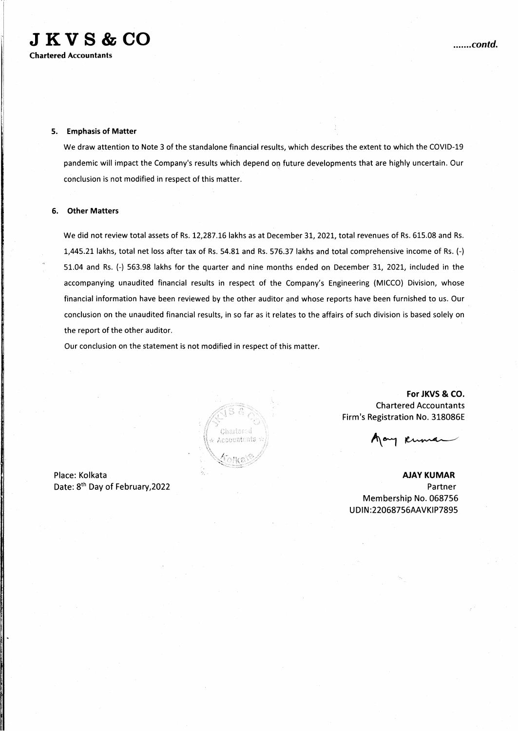# J K V S & CO

**Chartered Accountants**

*.......contd.*

**5. Emphasis of Matter**

We draw attention to Note 3 of the standalone financial results, which describes the extent to which the COVID-19 pandemic will impact the Company's results which depend on future developments that are highly uncertain. Our conclusion is not modified in respect of this matter.

**6. Other Matters**

We did not review total assets of Rs. 12,287.16 lakhs as at December 31, 2021, total revenues of Rs. 615.08 and Rs. 1,445.21 lakhs, total net loss after tax of Rs. 54.81 and Rs. 576.37 lakhs and total comprehensive income of Rs. (-) 51.04 and Rs. (-) 563.98 lakhs for the quarter and nine months ended on December 31, 2021, included in the accompanying unaudited financial results in respect of the Company's Engineering (MICCO) Division, whose financial information have been reviewed by the other auditor and whose reports have been furnished to us. Our conclusion on the unaudited financial results, in so far as it relates to the affairs of such division is based solely on the report of the other auditor.

Our conclusion on the statement is not modified in respect of this matter.

**For JKVS & CO.**
Chartered Accountants
Firm's Registration No. 318086E

Place: Kolkata
Date: 8th Day of February,2022

**AJAY KUMAR**
Partner
Membership No. 068756
UDIN:22068756AAVKIP7895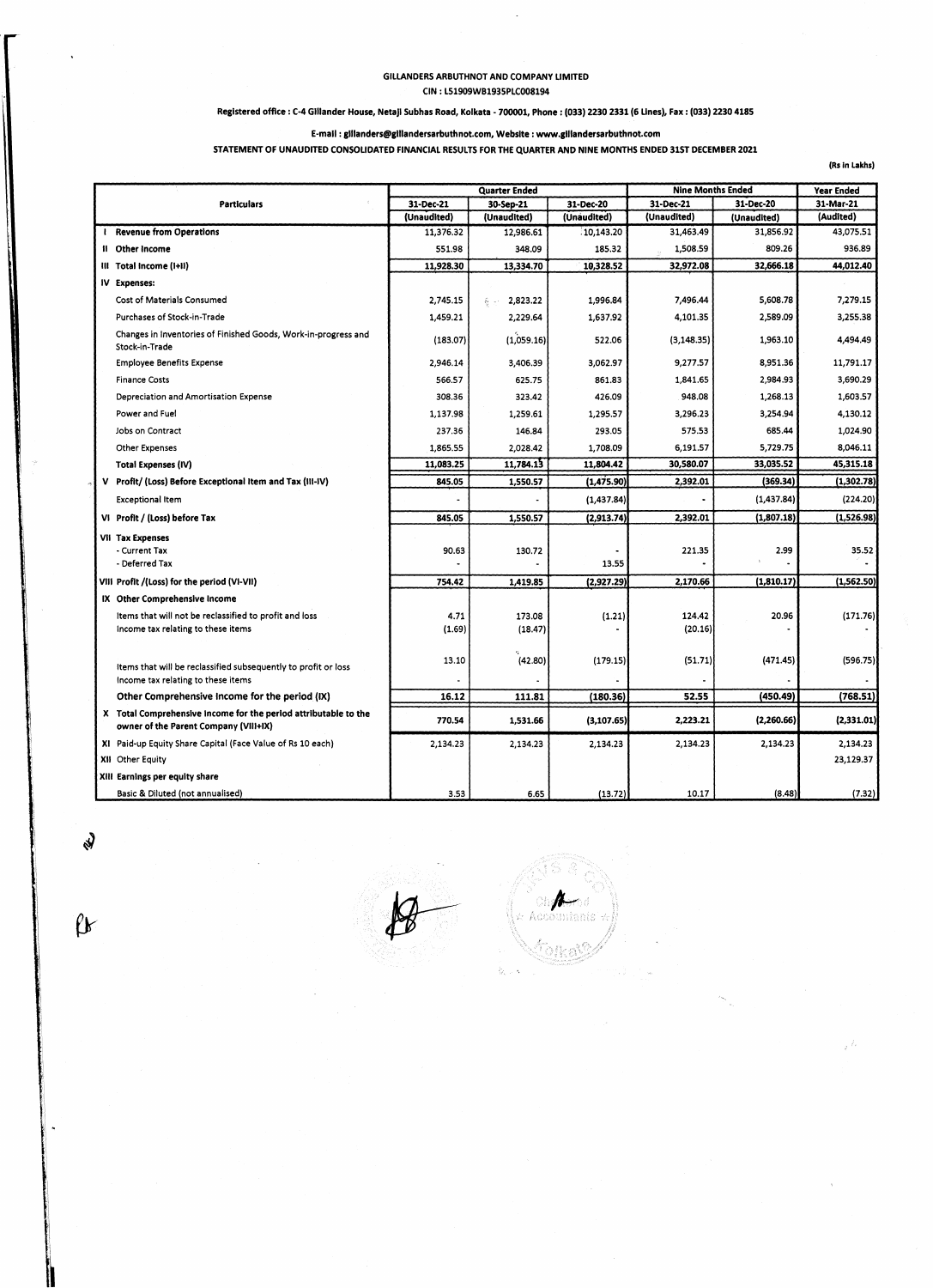GILLANDERS ARBUTHNOT AND COMPANY LIMITED

CIN : L51909WB1935PLC008194

**Registered office : C-4 Gillander House, Netaji Subhas Road, Kolkata - 700001, Phone : (033) 2230 2331 (6 Lines), Fax : (033) 2230 4185**

**E-mail : gillanders@gillandersarbuthnot.com, Website : www.gillandersarbuthnot.com**

**STATEMENT OF UNAUDITED CONSOLIDATED FINANCIAL RESULTS FOR THE QUARTER AND NINE MONTHS ENDED 31ST DECEMBER 2021**

(Rs in Lakhs)

| Particulars | Quarter Ended | | | Nine Months Ended | | Year Ended |
|---|---|---|---|---|---|---|
| | 31-Dec-21 | 30-Sep-21 | 31-Dec-20 | 31-Dec-21 | 31-Dec-20 | 31-Mar-21 |
| | (Unaudited) | (Unaudited) | (Unaudited) | (Unaudited) | (Unaudited) | (Audited) |
| **I Revenue from Operations** | 11,376.32 | 12,986.61 | 10,143.20 | 31,463.49 | 31,856.92 | 43,075.51 |
| **II Other Income** | 551.98 | 348.09 | 185.32 | 1,508.59 | 809.26 | 936.89 |
| **III Total Income (I+II)** | 11,928.30 | 13,334.70 | 10,328.52 | 32,972.08 | 32,666.18 | 44,012.40 |
| **IV Expenses:** | | | | | | |
| Cost of Materials Consumed | 2,745.15 | 2,823.22 | 1,996.84 | 7,496.44 | 5,608.78 | 7,279.15 |
| Purchases of Stock-in-Trade | 1,459.21 | 2,229.64 | 1,637.92 | 4,101.35 | 2,589.09 | 3,255.38 |
| Changes in Inventories of Finished Goods, Work-in-progress and Stock-in-Trade | (183.07) | (1,059.16) | 522.06 | (3,148.35) | 1,963.10 | 4,494.49 |
| Employee Benefits Expense | 2,946.14 | 3,406.39 | 3,062.97 | 9,277.57 | 8,951.36 | 11,791.17 |
| Finance Costs | 566.57 | 625.75 | 861.83 | 1,841.65 | 2,984.93 | 3,690.29 |
| Depreciation and Amortisation Expense | 308.36 | 323.42 | 426.09 | 948.08 | 1,268.13 | 1,603.57 |
| Power and Fuel | 1,137.98 | 1,259.61 | 1,295.57 | 3,296.23 | 3,254.94 | 4,130.12 |
| Jobs on Contract | 237.36 | 146.84 | 293.05 | 575.53 | 685.44 | 1,024.90 |
| Other Expenses | 1,865.55 | 2,028.42 | 1,708.09 | 6,191.57 | 5,729.75 | 8,046.11 |
| **Total Expenses (IV)** | 11,083.25 | 11,784.13 | 11,804.42 | 30,580.07 | 33,035.52 | 45,315.18 |
| **V Profit/ (Loss) Before Exceptional Item and Tax (III-IV)** | 845.05 | 1,550.57 | (1,475.90) | 2,392.01 | (369.34) | (1,302.78) |
| Exceptional Item | - | - | (1,437.84) | - | (1,437.84) | (224.20) |
| **VI Profit / (Loss) before Tax** | 845.05 | 1,550.57 | (2,913.74) | 2,392.01 | (1,807.18) | (1,526.98) |
| **VII Tax Expenses** | | | | | | |
| - Current Tax | 90.63 | 130.72 | - | 221.35 | 2.99 | 35.52 |
| - Deferred Tax | - | - | 13.55 | - | - | - |
| **VIII Profit /(Loss) for the period (VI-VII)** | 754.42 | 1,419.85 | (2,927.29) | 2,170.66 | (1,810.17) | (1,562.50) |
| **IX Other Comprehensive Income** | | | | | | |
| Items that will not be reclassified to profit and loss | 4.71 | 173.08 | (1.21) | 124.42 | 20.96 | (171.76) |
| Income tax relating to these items | (1.69) | (18.47) | - | (20.16) | - | - |
| Items that will be reclassified subsequently to profit or loss | 13.10 | (42.80) | (179.15) | (51.71) | (471.45) | (596.75) |
| Income tax relating to these items | - | - | - | - | - | - |
| **Other Comprehensive Income for the period (IX)** | 16.12 | 111.81 | (180.36) | 52.55 | (450.49) | (768.51) |
| **X Total Comprehensive Income for the period attributable to the owner of the Parent Company (VIII+IX)** | 770.54 | 1,531.66 | (3,107.65) | 2,223.21 | (2,260.66) | (2,331.01) |
| XI Paid-up Equity Share Capital (Face Value of Rs 10 each) | 2,134.23 | 2,134.23 | 2,134.23 | 2,134.23 | 2,134.23 | 2,134.23 |
| XII Other Equity | | | | | | 23,129.37 |
| **XIII Earnings per equity share** | | | | | | |
| Basic & Diluted (not annualised) | 3.53 | 6.65 | (13.72) | 10.17 | (8.48) | (7.32) |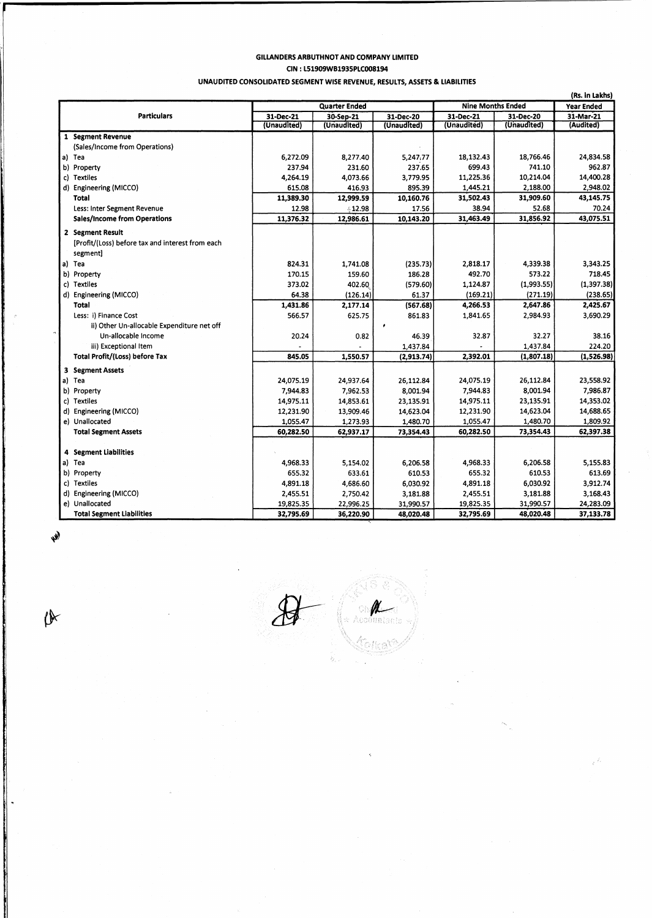**GILLANDERS ARBUTHNOT AND COMPANY LIMITED**

**CIN : L51909WB1935PLC008194**

**UNAUDITED CONSOLIDATED SEGMENT WISE REVENUE, RESULTS, ASSETS & LIABILITIES**

(Rs. In Lakhs)

| Particulars | Quarter Ended | | | Nine Months Ended | | Year Ended |
|---|---|---|---|---|---|---|
| | 31-Dec-21 | 30-Sep-21 | 31-Dec-20 | 31-Dec-21 | 31-Dec-20 | 31-Mar-21 |
| | (Unaudited) | (Unaudited) | (Unaudited) | (Unaudited) | (Unaudited) | (Audited) |
| **1 Segment Revenue** | | | | | | |
| (Sales/Income from Operations) | | | | | | |
| a) Tea | 6,272.09 | 8,277.40 | 5,247.77 | 18,132.43 | 18,766.46 | 24,834.58 |
| b) Property | 237.94 | 231.60 | 237.65 | 699.43 | 741.10 | 962.87 |
| c) Textiles | 4,264.19 | 4,073.66 | 3,779.95 | 11,225.36 | 10,214.04 | 14,400.28 |
| d) Engineering (MICCO) | 615.08 | 416.93 | 895.39 | 1,445.21 | 2,188.00 | 2,948.02 |
| **Total** | **11,389.30** | **12,999.59** | **10,160.76** | **31,502.43** | **31,909.60** | **43,145.75** |
| Less: Inter Segment Revenue | 12.98 | 12.98 | 17.56 | 38.94 | 52.68 | 70.24 |
| **Sales/Income from Operations** | **11,376.32** | **12,986.61** | **10,143.20** | **31,463.49** | **31,856.92** | **43,075.51** |
| **2 Segment Result** | | | | | | |
| [Profit/(Loss) before tax and interest from each segment] | | | | | | |
| a) Tea | 824.31 | 1,741.08 | (235.73) | 2,818.17 | 4,339.38 | 3,343.25 |
| b) Property | 170.15 | 159.60 | 186.28 | 492.70 | 573.22 | 718.45 |
| c) Textiles | 373.02 | 402.60 | (579.60) | 1,124.87 | (1,993.55) | (1,397.38) |
| d) Engineering (MICCO) | 64.38 | (126.14) | 61.37 | (169.21) | (271.19) | (238.65) |
| **Total** | **1,431.86** | **2,177.14** | **(567.68)** | **4,266.53** | **2,647.86** | **2,425.67** |
| Less: i) Finance Cost | 566.57 | 625.75 | 861.83 | 1,841.65 | 2,984.93 | 3,690.29 |
| ii) Other Un-allocable Expenditure net off Un-allocable Income | 20.24 | 0.82 | 46.39 | 32.87 | 32.27 | 38.16 |
| iii) Exceptional Item | - | - | 1,437.84 | - | 1,437.84 | 224.20 |
| **Total Profit/(Loss) before Tax** | **845.05** | **1,550.57** | **(2,913.74)** | **2,392.01** | **(1,807.18)** | **(1,526.98)** |
| **3 Segment Assets** | | | | | | |
| a) Tea | 24,075.19 | 24,937.64 | 26,112.84 | 24,075.19 | 26,112.84 | 23,558.92 |
| b) Property | 7,944.83 | 7,962.53 | 8,001.94 | 7,944.83 | 8,001.94 | 7,986.87 |
| c) Textiles | 14,975.11 | 14,853.61 | 23,135.91 | 14,975.11 | 23,135.91 | 14,353.02 |
| d) Engineering (MICCO) | 12,231.90 | 13,909.46 | 14,623.04 | 12,231.90 | 14,623.04 | 14,688.65 |
| e) Unallocated | 1,055.47 | 1,273.93 | 1,480.70 | 1,055.47 | 1,480.70 | 1,809.92 |
| **Total Segment Assets** | **60,282.50** | **62,937.17** | **73,354.43** | **60,282.50** | **73,354.43** | **62,397.38** |
| **4 Segment Liabilities** | | | | | | |
| a) Tea | 4,968.33 | 5,154.02 | 6,206.58 | 4,968.33 | 6,206.58 | 5,155.83 |
| b) Property | 655.32 | 633.61 | 610.53 | 655.32 | 610.53 | 613.69 |
| c) Textiles | 4,891.18 | 4,686.60 | 6,030.92 | 4,891.18 | 6,030.92 | 3,912.74 |
| d) Engineering (MICCO) | 2,455.51 | 2,750.42 | 3,181.88 | 2,455.51 | 3,181.88 | 3,168.43 |
| e) Unallocated | 19,825.35 | 22,996.25 | 31,990.57 | 19,825.35 | 31,990.57 | 24,283.09 |
| **Total Segment Liabilities** | **32,795.69** | **36,220.90** | **48,020.48** | **32,795.69** | **48,020.48** | **37,133.78** |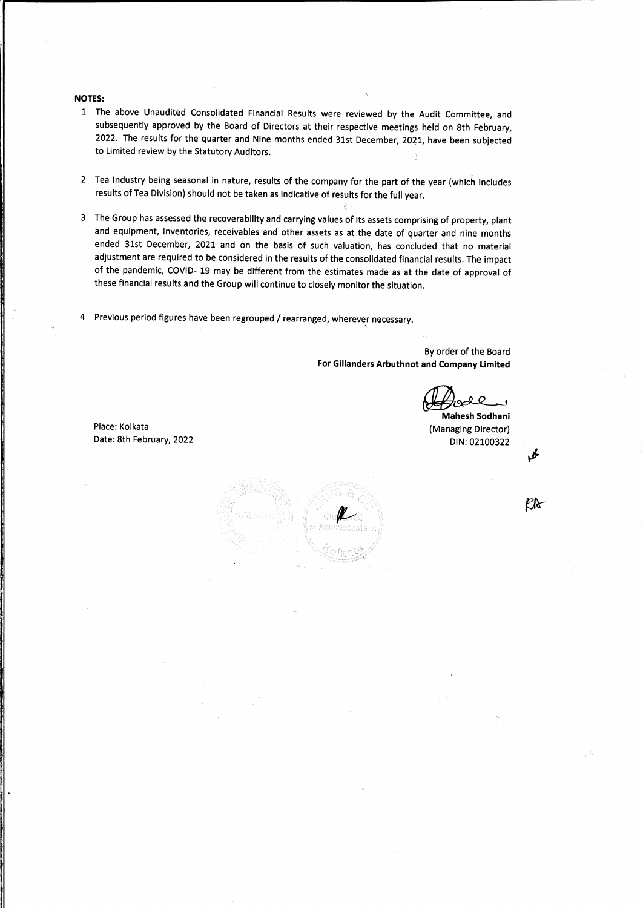**NOTES:**

1. The above Unaudited Consolidated Financial Results were reviewed by the Audit Committee, and subsequently approved by the Board of Directors at their respective meetings held on 8th February, 2022. The results for the quarter and Nine months ended 31st December, 2021, have been subjected to Limited review by the Statutory Auditors.

2. Tea Industry being seasonal in nature, results of the company for the part of the year (which includes results of Tea Division) should not be taken as indicative of results for the full year.

3. The Group has assessed the recoverability and carrying values of Its assets comprising of property, plant and equipment, Inventories, receivables and other assets as at the date of quarter and nine months ended 31st December, 2021 and on the basis of such valuation, has concluded that no material adjustment are required to be considered in the results of the consolidated financial results. The impact of the pandemic, COVID- 19 may be different from the estimates made as at the date of approval of these financial results and the Group will continue to closely monitor the situation.

4. Previous period figures have been regrouped / rearranged, wherever necessary.

By order of the Board
**For Gillanders Arbuthnot and Company Limited**

**Mahesh Sodhani**
(Managing Director)
DIN: 02100322

Place: Kolkata
Date: 8th February, 2022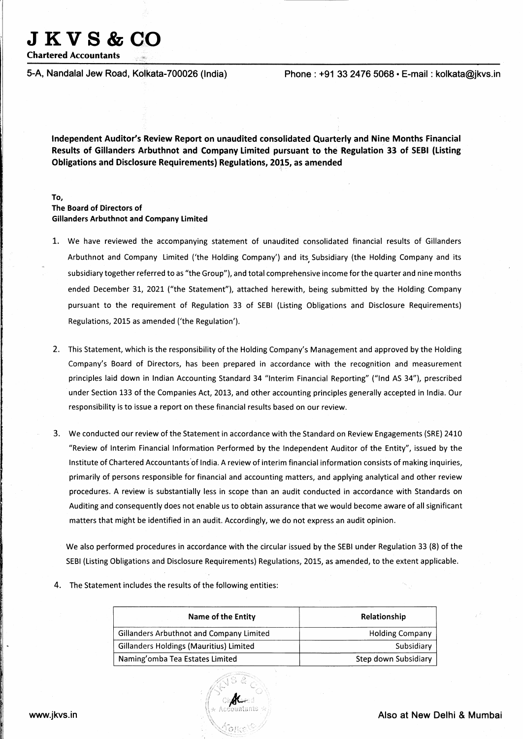**J K V S & CO**
**Chartered Accountants**

5-A, Nandalal Jew Road, Kolkata-700026 (India) Phone : +91 33 2476 5068 • E-mail : kolkata@jkvs.in

**Independent Auditor's Review Report on unaudited consolidated Quarterly and Nine Months Financial Results of Gillanders Arbuthnot and Company Limited pursuant to the Regulation 33 of SEBI (Listing Obligations and Disclosure Requirements) Regulations, 2015, as amended**

**To,**
**The Board of Directors of**
**Gillanders Arbuthnot and Company Limited**

1. We have reviewed the accompanying statement of unaudited consolidated financial results of Gillanders Arbuthnot and Company Limited ('the Holding Company') and its Subsidiary (the Holding Company and its subsidiary together referred to as "the Group"), and total comprehensive income for the quarter and nine months ended December 31, 2021 ("the Statement"), attached herewith, being submitted by the Holding Company pursuant to the requirement of Regulation 33 of SEBI (Listing Obligations and Disclosure Requirements) Regulations, 2015 as amended ('the Regulation').

2. This Statement, which is the responsibility of the Holding Company's Management and approved by the Holding Company's Board of Directors, has been prepared in accordance with the recognition and measurement principles laid down in Indian Accounting Standard 34 "Interim Financial Reporting" ("Ind AS 34"), prescribed under Section 133 of the Companies Act, 2013, and other accounting principles generally accepted in India. Our responsibility is to issue a report on these financial results based on our review.

3. We conducted our review of the Statement in accordance with the Standard on Review Engagements (SRE) 2410 "Review of Interim Financial Information Performed by the Independent Auditor of the Entity", issued by the Institute of Chartered Accountants of India. A review of interim financial information consists of making inquiries, primarily of persons responsible for financial and accounting matters, and applying analytical and other review procedures. A review is substantially less in scope than an audit conducted in accordance with Standards on Auditing and consequently does not enable us to obtain assurance that we would become aware of all significant matters that might be identified in an audit. Accordingly, we do not express an audit opinion.

   We also performed procedures in accordance with the circular issued by the SEBI under Regulation 33 (8) of the SEBI (Listing Obligations and Disclosure Requirements) Regulations, 2015, as amended, to the extent applicable.

4. The Statement includes the results of the following entities:

| Name of the Entity | Relationship |
|---|---|
| Gillanders Arbuthnot and Company Limited | Holding Company |
| Gillanders Holdings (Mauritius) Limited | Subsidiary |
| Naming'omba Tea Estates Limited | Step down Subsidiary |

www.jkvs.in Also at New Delhi & Mumbai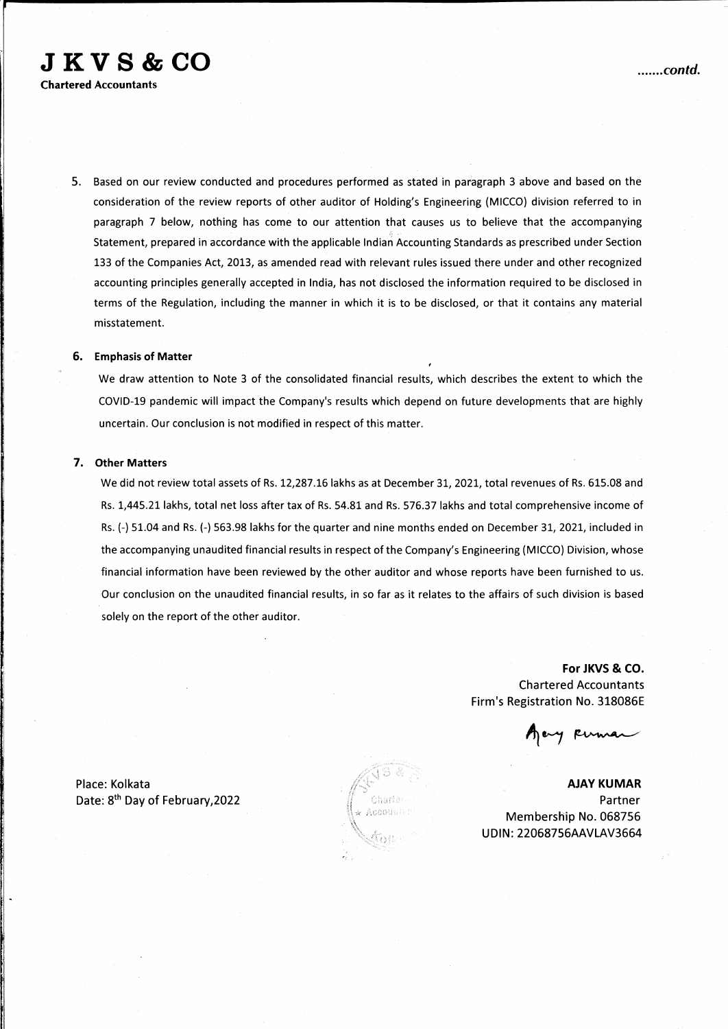**JKVS & CO**
**Chartered Accountants**

*.......contd.*

5. Based on our review conducted and procedures performed as stated in paragraph 3 above and based on the consideration of the review reports of other auditor of Holding's Engineering (MICCO) division referred to in paragraph 7 below, nothing has come to our attention that causes us to believe that the accompanying Statement, prepared in accordance with the applicable Indian Accounting Standards as prescribed under Section 133 of the Companies Act, 2013, as amended read with relevant rules issued there under and other recognized accounting principles generally accepted in India, has not disclosed the information required to be disclosed in terms of the Regulation, including the manner in which it is to be disclosed, or that it contains any material misstatement.

**6. Emphasis of Matter**

We draw attention to Note 3 of the consolidated financial results, which describes the extent to which the COVID-19 pandemic will impact the Company's results which depend on future developments that are highly uncertain. Our conclusion is not modified in respect of this matter.

**7. Other Matters**

We did not review total assets of Rs. 12,287.16 lakhs as at December 31, 2021, total revenues of Rs. 615.08 and Rs. 1,445.21 lakhs, total net loss after tax of Rs. 54.81 and Rs. 576.37 lakhs and total comprehensive income of Rs. (-) 51.04 and Rs. (-) 563.98 lakhs for the quarter and nine months ended on December 31, 2021, included in the accompanying unaudited financial results in respect of the Company's Engineering (MICCO) Division, whose financial information have been reviewed by the other auditor and whose reports have been furnished to us. Our conclusion on the unaudited financial results, in so far as it relates to the affairs of such division is based solely on the report of the other auditor.

**For JKVS & CO.**
Chartered Accountants
Firm's Registration No. 318086E

**AJAY KUMAR**
Partner
Membership No. 068756
UDIN: 22068756AAVLAV3664

Place: Kolkata
Date: 8th Day of February,2022